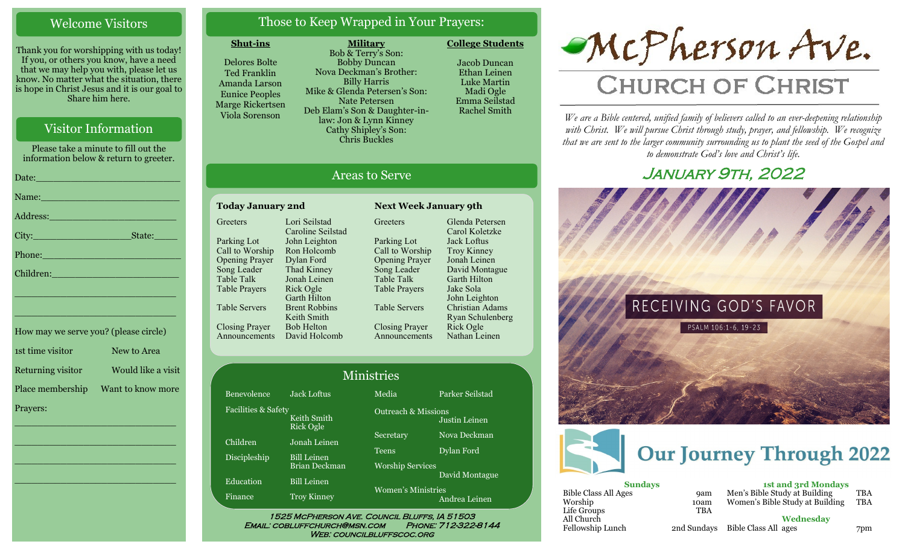## Welcome Visitors

Thank you for worshipping with us today! If you, or others you know, have a need that we may help you with, please let us know. No matter what the situation, there is hope in Christ Jesus and it is our goal to Share him here.

## Visitor Information

Please take a minute to fill out the information below & return to greeter.

Date:_________________________

Name:_________________________

Address:_______________________

City:__________________State:_____

Phone:_________________________

Children:_______________________

_______________________________

_______________________________

How may we serve you? (please circle)

| | |
|---|---|
| 1st time visitor | New to Area |
| Returning visitor | Would like a visit |
| Place membership | Want to know more |

Prayers:

_______________________________

_______________________________

_______________________________

_______________________________

## Those to Keep Wrapped in Your Prayers:

**Shut-ins**

Delores Bolte
Ted Franklin
Amanda Larson
Eunice Peoples
Marge Rickertsen
Viola Sorenson

**Military**

Bob & Terry's Son: Bobby Duncan
Nova Deckman's Brother: Billy Harris
Mike & Glenda Petersen's Son: Nate Petersen
Deb Elam's Son & Daughter-in-law: Jon & Lynn Kinney
Cathy Shipley's Son: Chris Buckles

**College Students**

Jacob Duncan
Ethan Leinen
Luke Martin
Madi Ogle
Emma Seilstad
Rachel Smith

## Areas to Serve

| Today January 2nd | | Next Week January 9th | |
|---|---|---|---|
| Greeters | Lori Seilstad, Caroline Seilstad | Greeters | Glenda Petersen, Carol Koletzke |
| Parking Lot | John Leighton | Parking Lot | Jack Loftus |
| Call to Worship | Ron Holcomb | Call to Worship | Troy Kinney |
| Opening Prayer | Dylan Ford | Opening Prayer | Jonah Leinen |
| Song Leader | Thad Kinney | Song Leader | David Montague |
| Table Talk | Jonah Leinen | Table Talk | Garth Hilton |
| Table Prayers | Rick Ogle, Garth Hilton | Table Prayers | Jake Sola, John Leighton |
| Table Servers | Brent Robbins, Keith Smith | Table Servers | Christian Adams, Ryan Schulenberg |
| Closing Prayer | Bob Helton | Closing Prayer | Rick Ogle |
| Announcements | David Holcomb | Announcements | Nathan Leinen |

## Ministries

| | | | |
|---|---|---|---|
| Benevolence | Jack Loftus | Media | Parker Seilstad |
| Facilities & Safety | Keith Smith, Rick Ogle | Outreach & Missions | Justin Leinen |
| Children | Jonah Leinen | Secretary | Nova Deckman |
| Discipleship | Bill Leinen, Brian Deckman | Teens | Dylan Ford |
| Education | Bill Leinen | Worship Services | David Montague |
| Finance | Troy Kinney | Women's Ministries | Andrea Leinen |

1525 McPherson Ave. Council Bluffs, IA 51503
Email: cobluffchurch@msn.com Phone: 712-322-8144
Web: councilbluffscoc.org

# McPherson Ave. Church of Christ

*We are a Bible centered, unified family of believers called to an ever-deepening relationship with Christ. We will pursue Christ through study, prayer, and fellowship. We recognize that we are sent to the larger community surrounding us to plant the seed of the Gospel and to demonstrate God's love and Christ's life.*

## January 9th, 2022

RECEIVING GOD'S FAVOR
PSALM 106:1-6, 19-23

## Our Journey Through 2022

**Sundays**

| | |
|---|---|
| Bible Class All Ages | 9am |
| Worship | 10am |
| Life Groups | TBA |
| All Church Fellowship Lunch | 2nd Sundays |

**1st and 3rd Mondays**

| | |
|---|---|
| Men's Bible Study at Building | TBA |
| Women's Bible Study at Building | TBA |

**Wednesday**

| | |
|---|---|
| Bible Class All ages | 7pm |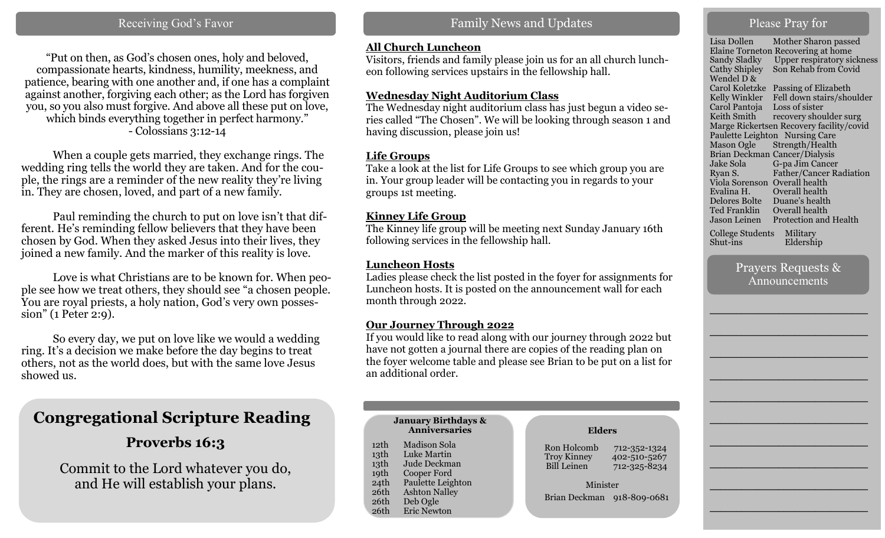## Receiving God's Favor

"Put on then, as God's chosen ones, holy and beloved, compassionate hearts, kindness, humility, meekness, and patience, bearing with one another and, if one has a complaint against another, forgiving each other; as the Lord has forgiven you, so you also must forgive. And above all these put on love, which binds everything together in perfect harmony."
- Colossians 3:12-14

When a couple gets married, they exchange rings. The wedding ring tells the world they are taken. And for the couple, the rings are a reminder of the new reality they're living in. They are chosen, loved, and part of a new family.

Paul reminding the church to put on love isn't that different. He's reminding fellow believers that they have been chosen by God. When they asked Jesus into their lives, they joined a new family. And the marker of this reality is love.

Love is what Christians are to be known for. When people see how we treat others, they should see "a chosen people. You are royal priests, a holy nation, God's very own possession" (1 Peter 2:9).

So every day, we put on love like we would a wedding ring. It's a decision we make before the day begins to treat others, not as the world does, but with the same love Jesus showed us.

# Congregational Scripture Reading

## Proverbs 16:3

Commit to the Lord whatever you do, and He will establish your plans.

## Family News and Updates

**All Church Luncheon**
Visitors, friends and family please join us for an all church luncheon following services upstairs in the fellowship hall.

**Wednesday Night Auditorium Class**
The Wednesday night auditorium class has just begun a video series called "The Chosen". We will be looking through season 1 and having discussion, please join us!

**Life Groups**
Take a look at the list for Life Groups to see which group you are in. Your group leader will be contacting you in regards to your groups 1st meeting.

**Kinney Life Group**
The Kinney life group will be meeting next Sunday January 16th following services in the fellowship hall.

**Luncheon Hosts**
Ladies please check the list posted in the foyer for assignments for Luncheon hosts. It is posted on the announcement wall for each month through 2022.

**Our Journey Through 2022**
If you would like to read along with our journey through 2022 but have not gotten a journal there are copies of the reading plan on the foyer welcome table and please see Brian to be put on a list for an additional order.

### January Birthdays & Anniversaries

| | |
|---|---|
| 12th | Madison Sola |
| 13th | Luke Martin |
| 13th | Jude Deckman |
| 19th | Cooper Ford |
| 24th | Paulette Leighton |
| 26th | Ashton Nalley |
| 26th | Deb Ogle |
| 26th | Eric Newton |

### Elders

| | |
|---|---|
| Ron Holcomb | 712-352-1324 |
| Troy Kinney | 402-510-5267 |
| Bill Leinen | 712-325-8234 |

**Minister**

Brian Deckman 918-809-0681

## Please Pray for

| | |
|---|---|
| Lisa Dollen | Mother Sharon passed |
| Elaine Torneton | Recovering at home |
| Sandy Sladky | Upper respiratory sickness |
| Cathy Shipley | Son Rehab from Covid |
| Wendel D & Carol Koletzke | Passing of Elizabeth |
| Kelly Winkler | Fell down stairs/shoulder |
| Carol Pantoja | Loss of sister |
| Keith Smith | recovery shoulder surg |
| Marge Rickertsen | Recovery facility/covid |
| Paulette Leighton | Nursing Care |
| Mason Ogle | Strength/Health |
| Brian Deckman | Cancer/Dialysis |
| Jake Sola | G-pa Jim Cancer |
| Ryan S. | Father/Cancer Radiation |
| Viola Sorenson | Overall health |
| Evalina H. | Overall health |
| Delores Bolte | Duane's health |
| Ted Franklin | Overall health |
| Jason Leinen | Protection and Health |
| College Students | Military |
| Shut-ins | Eldership |

## Prayers Requests & Announcements

______________________

______________________

______________________

______________________

______________________

______________________

______________________

______________________

______________________

______________________